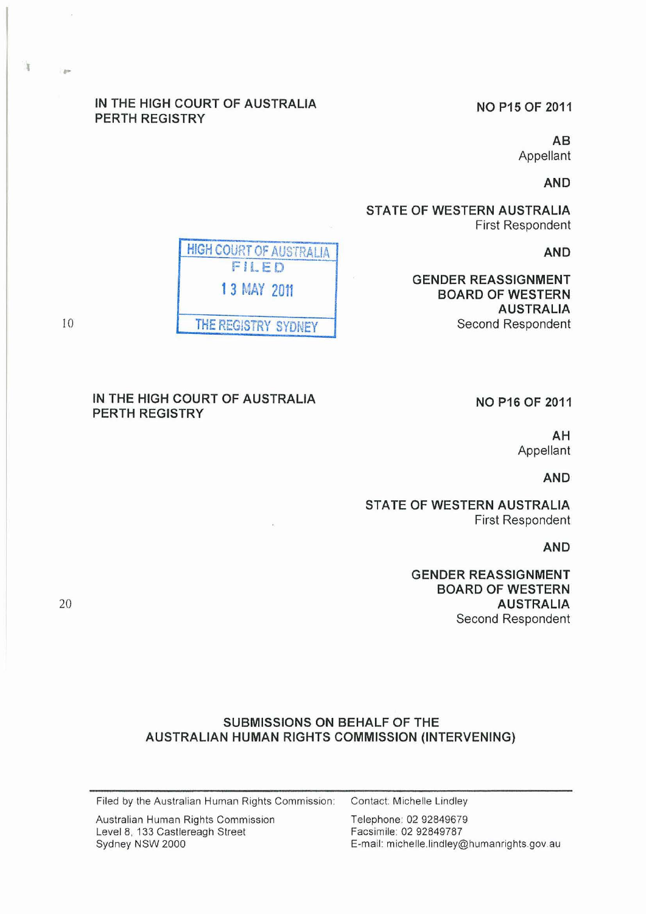IN THE HIGH COURT OF AUSTRALIA
PERTH REGISTRY

NO P15 OF 2011

**AB**
Appellant

**AND**

**STATE OF WESTERN AUSTRALIA**
First Respondent

**AND**

**GENDER REASSIGNMENT BOARD OF WESTERN AUSTRALIA**
Second Respondent

HIGH COURT OF AUSTRALIA
FILED
13 MAY 2011
THE REGISTRY SYDNEY

IN THE HIGH COURT OF AUSTRALIA
PERTH REGISTRY

NO P16 OF 2011

**AH**
Appellant

**AND**

**STATE OF WESTERN AUSTRALIA**
First Respondent

**AND**

**GENDER REASSIGNMENT BOARD OF WESTERN AUSTRALIA**
Second Respondent

## SUBMISSIONS ON BEHALF OF THE AUSTRALIAN HUMAN RIGHTS COMMISSION (INTERVENING)

---

Filed by the Australian Human Rights Commission:

Australian Human Rights Commission
Level 8, 133 Castlereagh Street
Sydney NSW 2000

Contact: Michelle Lindley

Telephone: 02 92849679
Facsimile: 02 92849787
E-mail: michelle.lindley@humanrights.gov.au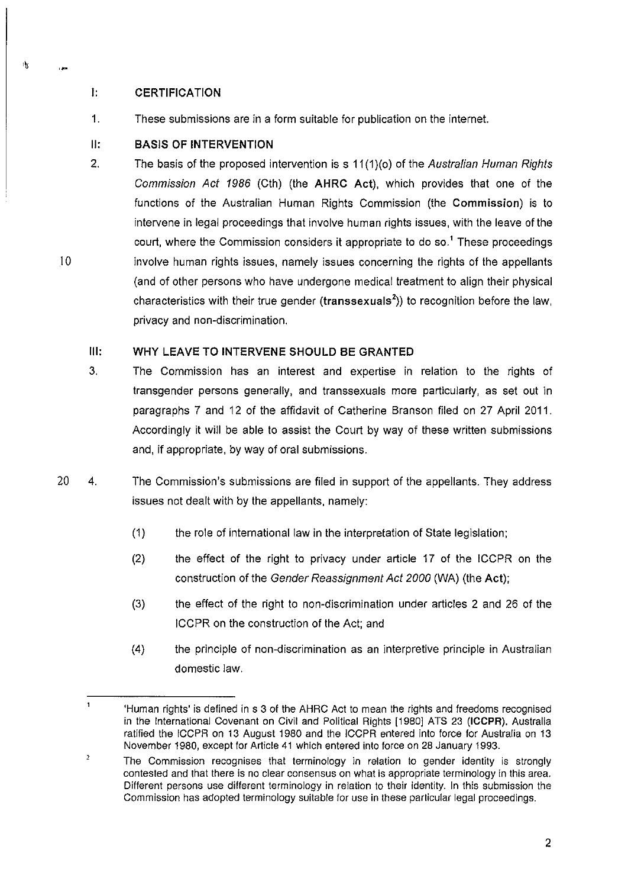## I: CERTIFICATION

1. These submissions are in a form suitable for publication on the internet.

## II: BASIS OF INTERVENTION

2. The basis of the proposed intervention is s 11(1)(o) of the *Australian Human Rights Commission Act 1986* (Cth) (the **AHRC Act**), which provides that one of the functions of the Australian Human Rights Commission (the **Commission**) is to intervene in legal proceedings that involve human rights issues, with the leave of the court, where the Commission considers it appropriate to do so.[1] These proceedings involve human rights issues, namely issues concerning the rights of the appellants (and of other persons who have undergone medical treatment to align their physical characteristics with their true gender (**transsexuals**[2])) to recognition before the law, privacy and non-discrimination.

## III: WHY LEAVE TO INTERVENE SHOULD BE GRANTED

3. The Commission has an interest and expertise in relation to the rights of transgender persons generally, and transsexuals more particularly, as set out in paragraphs 7 and 12 of the affidavit of Catherine Branson filed on 27 April 2011. Accordingly it will be able to assist the Court by way of these written submissions and, if appropriate, by way of oral submissions.

4. The Commission's submissions are filed in support of the appellants. They address issues not dealt with by the appellants, namely:

   (1) the role of international law in the interpretation of State legislation;

   (2) the effect of the right to privacy under article 17 of the ICCPR on the construction of the *Gender Reassignment Act 2000* (WA) (the **Act**);

   (3) the effect of the right to non-discrimination under articles 2 and 26 of the ICCPR on the construction of the Act; and

   (4) the principle of non-discrimination as an interpretive principle in Australian domestic law.

---

[1] 'Human rights' is defined in s 3 of the AHRC Act to mean the rights and freedoms recognised in the International Covenant on Civil and Political Rights [1980] ATS 23 (**ICCPR**). Australia ratified the ICCPR on 13 August 1980 and the ICCPR entered into force for Australia on 13 November 1980, except for Article 41 which entered into force on 28 January 1993.

[2] The Commission recognises that terminology in relation to gender identity is strongly contested and that there is no clear consensus on what is appropriate terminology in this area. Different persons use different terminology in relation to their identity. In this submission the Commission has adopted terminology suitable for use in these particular legal proceedings.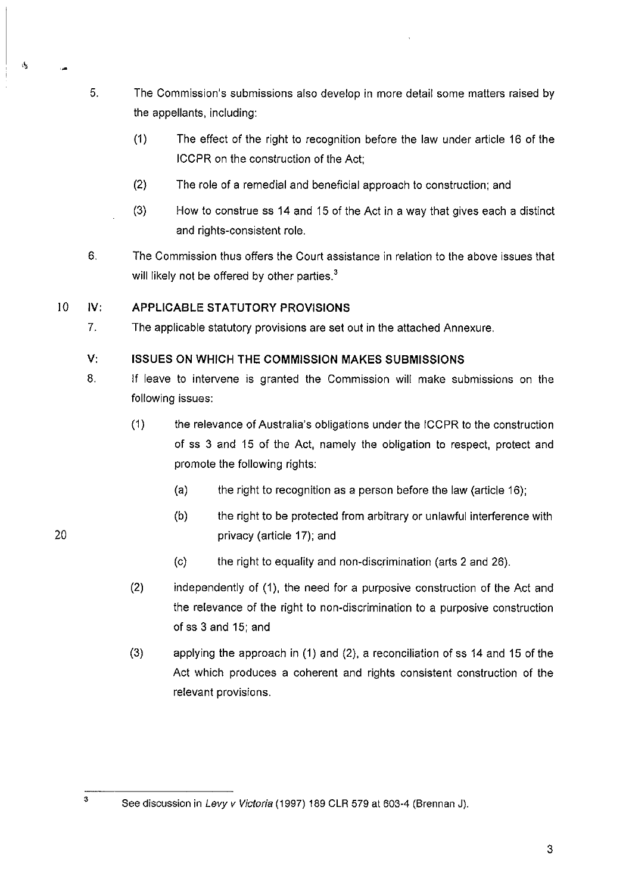5. The Commission's submissions also develop in more detail some matters raised by the appellants, including:

   (1) The effect of the right to recognition before the law under article 16 of the ICCPR on the construction of the Act;

   (2) The role of a remedial and beneficial approach to construction; and

   (3) How to construe ss 14 and 15 of the Act in a way that gives each a distinct and rights-consistent role.

6. The Commission thus offers the Court assistance in relation to the above issues that will likely not be offered by other parties.[3]

## IV: APPLICABLE STATUTORY PROVISIONS

7. The applicable statutory provisions are set out in the attached Annexure.

## V: ISSUES ON WHICH THE COMMISSION MAKES SUBMISSIONS

8. If leave to intervene is granted the Commission will make submissions on the following issues:

   (1) the relevance of Australia's obligations under the ICCPR to the construction of ss 3 and 15 of the Act, namely the obligation to respect, protect and promote the following rights:

      (a) the right to recognition as a person before the law (article 16);

      (b) the right to be protected from arbitrary or unlawful interference with privacy (article 17); and

      (c) the right to equality and non-discrimination (arts 2 and 26).

   (2) independently of (1), the need for a purposive construction of the Act and the relevance of the right to non-discrimination to a purposive construction of ss 3 and 15; and

   (3) applying the approach in (1) and (2), a reconciliation of ss 14 and 15 of the Act which produces a coherent and rights consistent construction of the relevant provisions.

---

[3] See discussion in *Levy v Victoria* (1997) 189 CLR 579 at 603-4 (Brennan J).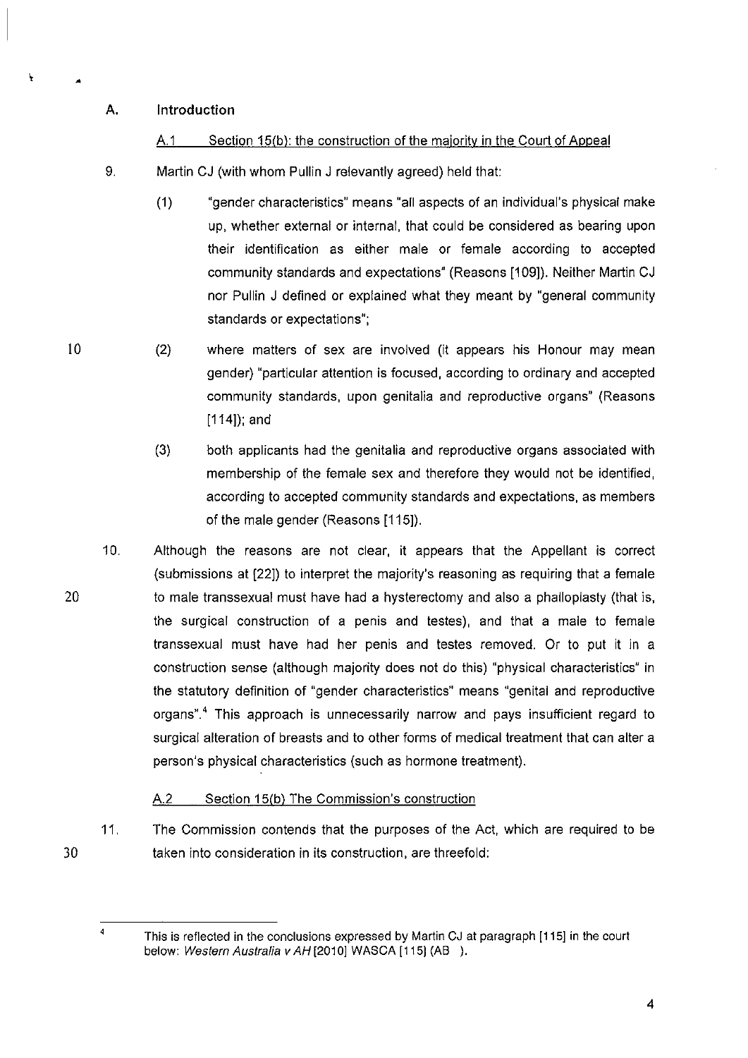## A. Introduction

### A.1 Section 15(b): the construction of the majority in the Court of Appeal

9. Martin CJ (with whom Pullin J relevantly agreed) held that:

   (1) "gender characteristics" means "all aspects of an individual's physical make up, whether external or internal, that could be considered as bearing upon their identification as either male or female according to accepted community standards and expectations" (Reasons [109]). Neither Martin CJ nor Pullin J defined or explained what they meant by "general community standards or expectations";

   (2) where matters of sex are involved (it appears his Honour may mean gender) "particular attention is focused, according to ordinary and accepted community standards, upon genitalia and reproductive organs" (Reasons [114]); and

   (3) both applicants had the genitalia and reproductive organs associated with membership of the female sex and therefore they would not be identified, according to accepted community standards and expectations, as members of the male gender (Reasons [115]).

10. Although the reasons are not clear, it appears that the Appellant is correct (submissions at [22]) to interpret the majority's reasoning as requiring that a female to male transsexual must have had a hysterectomy and also a phalloplasty (that is, the surgical construction of a penis and testes), and that a male to female transsexual must have had her penis and testes removed. Or to put it in a construction sense (although majority does not do this) "physical characteristics" in the statutory definition of "gender characteristics" means "genital and reproductive organs".[4] This approach is unnecessarily narrow and pays insufficient regard to surgical alteration of breasts and to other forms of medical treatment that can alter a person's physical characteristics (such as hormone treatment).

### A.2 Section 15(b) The Commission's construction

11. The Commission contends that the purposes of the Act, which are required to be taken into consideration in its construction, are threefold:

---

[4] This is reflected in the conclusions expressed by Martin CJ at paragraph [115] in the court below: *Western Australia v AH* [2010] WASCA [115] (AB ).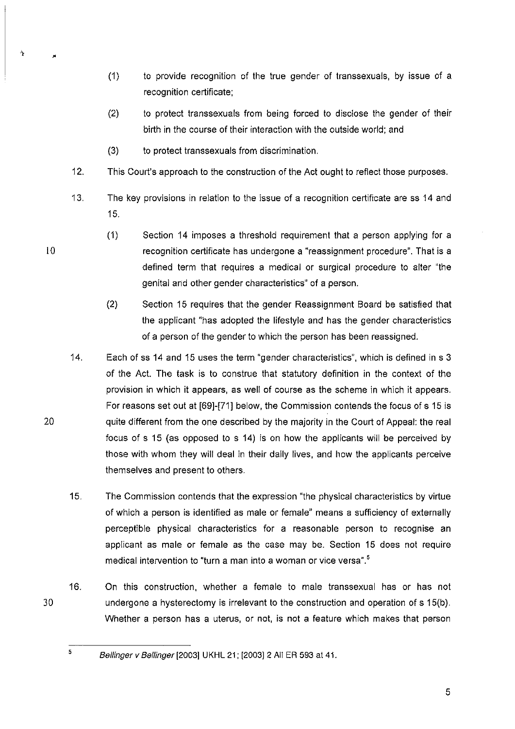(1) to provide recognition of the true gender of transsexuals, by issue of a recognition certificate;

(2) to protect transsexuals from being forced to disclose the gender of their birth in the course of their interaction with the outside world; and

(3) to protect transsexuals from discrimination.

12. This Court's approach to the construction of the Act ought to reflect those purposes.

13. The key provisions in relation to the issue of a recognition certificate are ss 14 and 15.

(1) Section 14 imposes a threshold requirement that a person applying for a recognition certificate has undergone a "reassignment procedure". That is a defined term that requires a medical or surgical procedure to alter "the genital and other gender characteristics" of a person.

(2) Section 15 requires that the gender Reassignment Board be satisfied that the applicant "has adopted the lifestyle and has the gender characteristics of a person of the gender to which the person has been reassigned.

14. Each of ss 14 and 15 uses the term "gender characteristics", which is defined in s 3 of the Act. The task is to construe that statutory definition in the context of the provision in which it appears, as well of course as the scheme in which it appears. For reasons set out at [69]-[71] below, the Commission contends the focus of s 15 is quite different from the one described by the majority in the Court of Appeal: the real focus of s 15 (as opposed to s 14) is on how the applicants will be perceived by those with whom they will deal in their daily lives, and how the applicants perceive themselves and present to others.

15. The Commission contends that the expression "the physical characteristics by virtue of which a person is identified as male or female" means a sufficiency of externally perceptible physical characteristics for a reasonable person to recognise an applicant as male or female as the case may be. Section 15 does not require medical intervention to "turn a man into a woman or vice versa".[5]

16. On this construction, whether a female to male transsexual has or has not undergone a hysterectomy is irrelevant to the construction and operation of s 15(b). Whether a person has a uterus, or not, is not a feature which makes that person

---

[5] *Bellinger v Bellinger* [2003] UKHL 21; [2003] 2 All ER 593 at 41.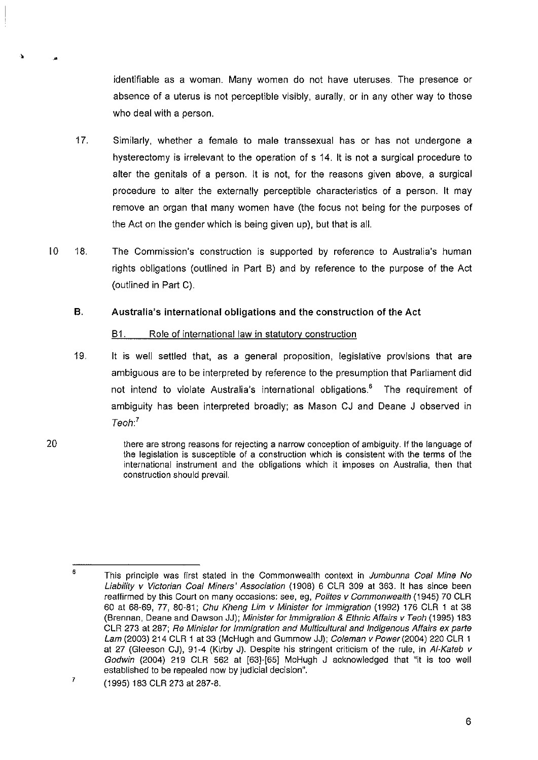identifiable as a woman. Many women do not have uteruses. The presence or absence of a uterus is not perceptible visibly, aurally, or in any other way to those who deal with a person.

17. Similarly, whether a female to male transsexual has or has not undergone a hysterectomy is irrelevant to the operation of s 14. It is not a surgical procedure to alter the genitals of a person. It is not, for the reasons given above, a surgical procedure to alter the externally perceptible characteristics of a person. It may remove an organ that many women have (the focus not being for the purposes of the Act on the gender which is being given up), but that is all.

18. The Commission's construction is supported by reference to Australia's human rights obligations (outlined in Part B) and by reference to the purpose of the Act (outlined in Part C).

## B. Australia's international obligations and the construction of the Act

### B1. Role of international law in statutory construction

19. It is well settled that, as a general proposition, legislative provisions that are ambiguous are to be interpreted by reference to the presumption that Parliament did not intend to violate Australia's international obligations.[6] The requirement of ambiguity has been interpreted broadly; as Mason CJ and Deane J observed in *Teoh*:[7]

> there are strong reasons for rejecting a narrow conception of ambiguity. If the language of the legislation is susceptible of a construction which is consistent with the terms of the international instrument and the obligations which it imposes on Australia, then that construction should prevail.

---

[6] This principle was first stated in the Commonwealth context in *Jumbunna Coal Mine No Liability v Victorian Coal Miners' Association* (1908) 6 CLR 309 at 363. It has since been reaffirmed by this Court on many occasions: see, eg, *Polites v Commonwealth* (1945) 70 CLR 60 at 68-69, 77, 80-81; *Chu Kheng Lim v Minister for Immigration* (1992) 176 CLR 1 at 38 (Brennan, Deane and Dawson JJ); *Minister for Immigration & Ethnic Affairs v Teoh* (1995) 183 CLR 273 at 287; *Re Minister for Immigration and Multicultural and Indigenous Affairs ex parte Lam* (2003) 214 CLR 1 at 33 (McHugh and Gummow JJ); *Coleman v Power* (2004) 220 CLR 1 at 27 (Gleeson CJ), 91-4 (Kirby J). Despite his stringent criticism of the rule, in *Al-Kateb v Godwin* (2004) 219 CLR 562 at [63]-[65] McHugh J acknowledged that "it is too well established to be repealed now by judicial decision".

[7] (1995) 183 CLR 273 at 287-8.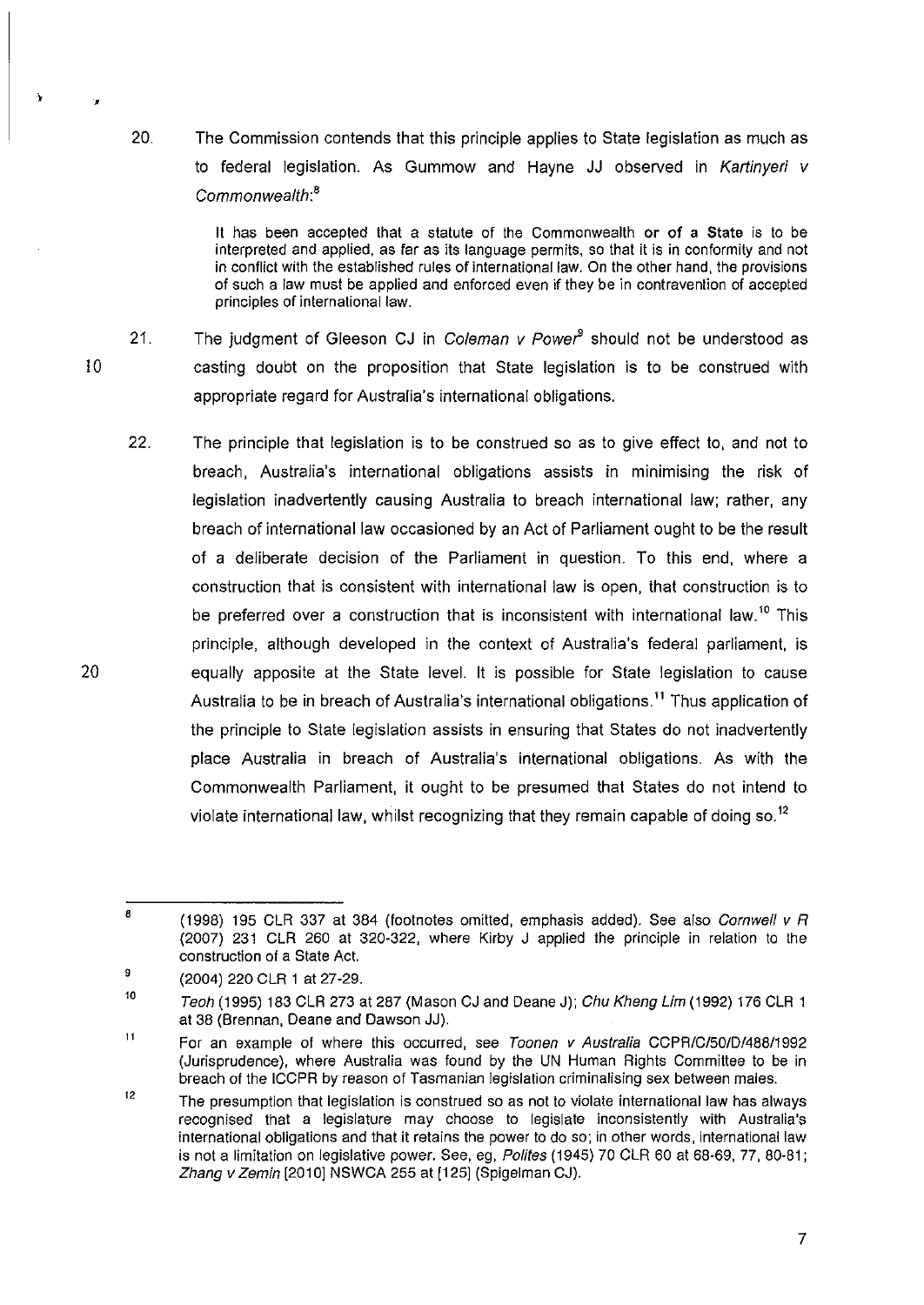20. The Commission contends that this principle applies to State legislation as much as to federal legislation. As Gummow and Hayne JJ observed in *Kartinyeri v Commonwealth*:[8]

> It has been accepted that a statute of the Commonwealth **or of a State** is to be interpreted and applied, as far as its language permits, so that it is in conformity and not in conflict with the established rules of international law. On the other hand, the provisions of such a law must be applied and enforced even if they be in contravention of accepted principles of international law.

21. The judgment of Gleeson CJ in *Coleman v Power*[9] should not be understood as casting doubt on the proposition that State legislation is to be construed with appropriate regard for Australia's international obligations.

22. The principle that legislation is to be construed so as to give effect to, and not to breach, Australia's international obligations assists in minimising the risk of legislation inadvertently causing Australia to breach international law; rather, any breach of international law occasioned by an Act of Parliament ought to be the result of a deliberate decision of the Parliament in question. To this end, where a construction that is consistent with international law is open, that construction is to be preferred over a construction that is inconsistent with international law.[10] This principle, although developed in the context of Australia's federal parliament, is equally apposite at the State level. It is possible for State legislation to cause Australia to be in breach of Australia's international obligations.[11] Thus application of the principle to State legislation assists in ensuring that States do not inadvertently place Australia in breach of Australia's international obligations. As with the Commonwealth Parliament, it ought to be presumed that States do not intend to violate international law, whilst recognizing that they remain capable of doing so.[12]

---

[8] (1998) 195 CLR 337 at 384 (footnotes omitted, emphasis added). See also *Cornwell v R* (2007) 231 CLR 260 at 320-322, where Kirby J applied the principle in relation to the construction of a State Act.

[9] (2004) 220 CLR 1 at 27-29.

[10] *Teoh* (1995) 183 CLR 273 at 287 (Mason CJ and Deane J); *Chu Kheng Lim* (1992) 176 CLR 1 at 38 (Brennan, Deane and Dawson JJ).

[11] For an example of where this occurred, see *Toonen v Australia* CCPR/C/50/D/488/1992 (Jurisprudence), where Australia was found by the UN Human Rights Committee to be in breach of the ICCPR by reason of Tasmanian legislation criminalising sex between males.

[12] The presumption that legislation is construed so as not to violate international law has always recognised that a legislature may choose to legislate inconsistently with Australia's international obligations and that it retains the power to do so; in other words, international law is not a limitation on legislative power. See, eg, *Polites* (1945) 70 CLR 60 at 68-69, 77, 80-81; *Zhang v Zemin* [2010] NSWCA 255 at [125] (Spigelman CJ).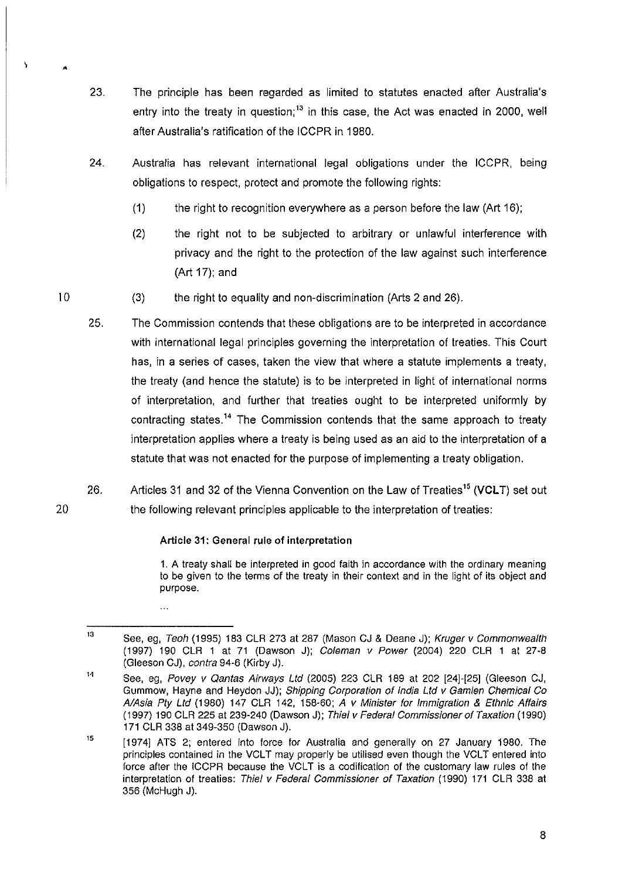23. The principle has been regarded as limited to statutes enacted after Australia's entry into the treaty in question;[13] in this case, the Act was enacted in 2000, well after Australia's ratification of the ICCPR in 1980.

24. Australia has relevant international legal obligations under the ICCPR, being obligations to respect, protect and promote the following rights:

    (1) the right to recognition everywhere as a person before the law (Art 16);

    (2) the right not to be subjected to arbitrary or unlawful interference with privacy and the right to the protection of the law against such interference (Art 17); and

    (3) the right to equality and non-discrimination (Arts 2 and 26).

25. The Commission contends that these obligations are to be interpreted in accordance with international legal principles governing the interpretation of treaties. This Court has, in a series of cases, taken the view that where a statute implements a treaty, the treaty (and hence the statute) is to be interpreted in light of international norms of interpretation, and further that treaties ought to be interpreted uniformly by contracting states.[14] The Commission contends that the same approach to treaty interpretation applies where a treaty is being used as an aid to the interpretation of a statute that was not enacted for the purpose of implementing a treaty obligation.

26. Articles 31 and 32 of the Vienna Convention on the Law of Treaties[15] (**VCLT**) set out the following relevant principles applicable to the interpretation of treaties:

> **Article 31: General rule of interpretation**
>
> 1. A treaty shall be interpreted in good faith in accordance with the ordinary meaning to be given to the terms of the treaty in their context and in the light of its object and purpose.
>
> ...

---

[13] See, eg, *Teoh* (1995) 183 CLR 273 at 287 (Mason CJ & Deane J); *Kruger v Commonwealth* (1997) 190 CLR 1 at 71 (Dawson J); *Coleman v Power* (2004) 220 CLR 1 at 27-8 (Gleeson CJ), *contra* 94-6 (Kirby J).

[14] See, eg, *Povey v Qantas Airways Ltd* (2005) 223 CLR 189 at 202 [24]-[25] (Gleeson CJ, Gummow, Hayne and Heydon JJ); *Shipping Corporation of India Ltd v Gamlen Chemical Co A/Asia Pty Ltd* (1980) 147 CLR 142, 158-60; *A v Minister for Immigration & Ethnic Affairs* (1997) 190 CLR 225 at 239-240 (Dawson J); *Thiel v Federal Commissioner of Taxation* (1990) 171 CLR 338 at 349-350 (Dawson J).

[15] [1974] ATS 2; entered into force for Australia and generally on 27 January 1980. The principles contained in the VCLT may properly be utilised even though the VCLT entered into force after the ICCPR because the VCLT is a codification of the customary law rules of the interpretation of treaties: *Thiel v Federal Commissioner of Taxation* (1990) 171 CLR 338 at 356 (McHugh J).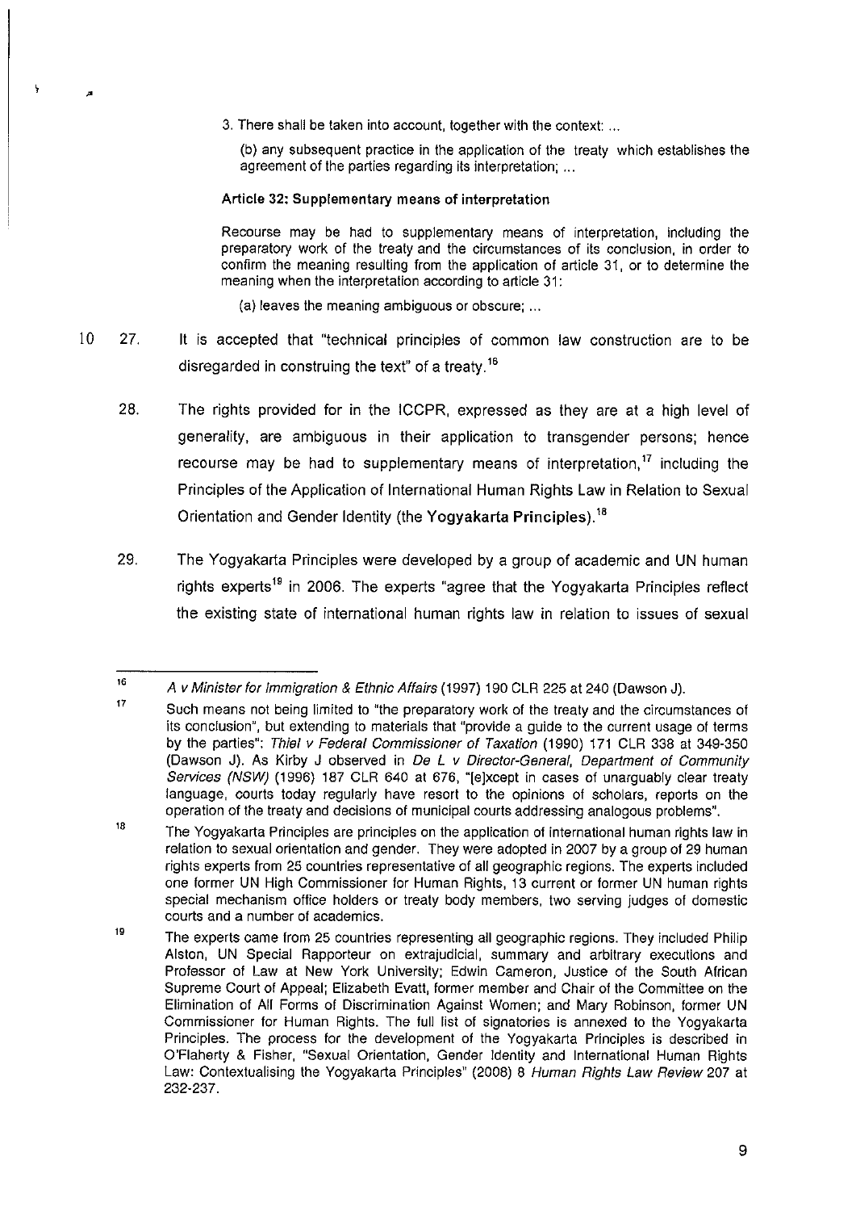3. There shall be taken into account, together with the context: ...

(b) any subsequent practice in the application of the treaty which establishes the agreement of the parties regarding its interpretation; ...

**Article 32: Supplementary means of interpretation**

Recourse may be had to supplementary means of interpretation, including the preparatory work of the treaty and the circumstances of its conclusion, in order to confirm the meaning resulting from the application of article 31, or to determine the meaning when the interpretation according to article 31:

(a) leaves the meaning ambiguous or obscure; ...

27. It is accepted that "technical principles of common law construction are to be disregarded in construing the text" of a treaty.[16]

28. The rights provided for in the ICCPR, expressed as they are at a high level of generality, are ambiguous in their application to transgender persons; hence recourse may be had to supplementary means of interpretation,[17] including the Principles of the Application of International Human Rights Law in Relation to Sexual Orientation and Gender Identity (the **Yogyakarta Principles**).[18]

29. The Yogyakarta Principles were developed by a group of academic and UN human rights experts[19] in 2006. The experts "agree that the Yogyakarta Principles reflect the existing state of international human rights law in relation to issues of sexual

---

[16] *A v Minister for Immigration & Ethnic Affairs* (1997) 190 CLR 225 at 240 (Dawson J).

[17] Such means not being limited to "the preparatory work of the treaty and the circumstances of its conclusion", but extending to materials that "provide a guide to the current usage of terms by the parties": *Thiel v Federal Commissioner of Taxation* (1990) 171 CLR 338 at 349-350 (Dawson J). As Kirby J observed in *De L v Director-General, Department of Community Services (NSW)* (1996) 187 CLR 640 at 676, "[e]xcept in cases of unarguably clear treaty language, courts today regularly have resort to the opinions of scholars, reports on the operation of the treaty and decisions of municipal courts addressing analogous problems".

[18] The Yogyakarta Principles are principles on the application of international human rights law in relation to sexual orientation and gender. They were adopted in 2007 by a group of 29 human rights experts from 25 countries representative of all geographic regions. The experts included one former UN High Commissioner for Human Rights, 13 current or former UN human rights special mechanism office holders or treaty body members, two serving judges of domestic courts and a number of academics.

[19] The experts came from 25 countries representing all geographic regions. They included Philip Alston, UN Special Rapporteur on extrajudicial, summary and arbitrary executions and Professor of Law at New York University; Edwin Cameron, Justice of the South African Supreme Court of Appeal; Elizabeth Evatt, former member and Chair of the Committee on the Elimination of All Forms of Discrimination Against Women; and Mary Robinson, former UN Commissioner for Human Rights. The full list of signatories is annexed to the Yogyakarta Principles. The process for the development of the Yogyakarta Principles is described in O'Flaherty & Fisher, "Sexual Orientation, Gender Identity and International Human Rights Law: Contextualising the Yogyakarta Principles" (2008) 8 *Human Rights Law Review* 207 at 232-237.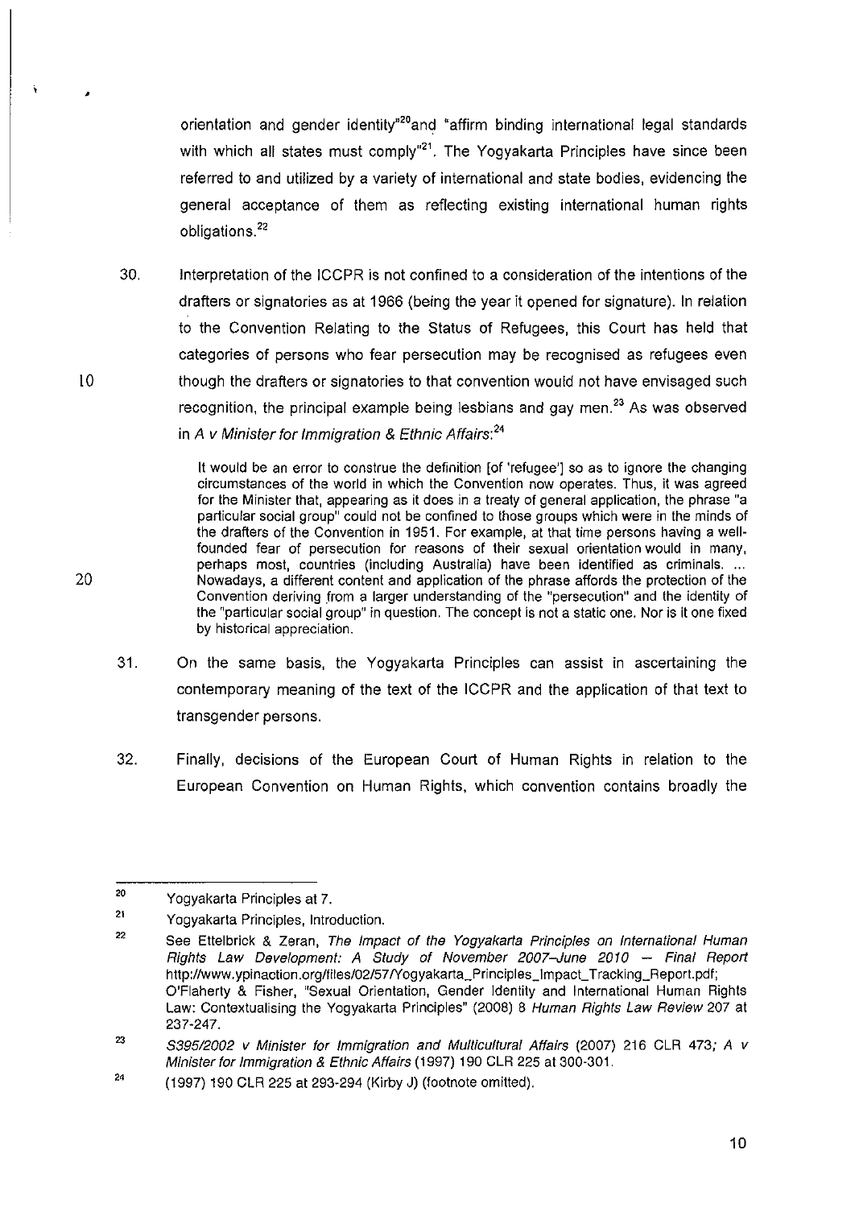orientation and gender identity"[20] and "affirm binding international legal standards with which all states must comply"[21]. The Yogyakarta Principles have since been referred to and utilized by a variety of international and state bodies, evidencing the general acceptance of them as reflecting existing international human rights obligations.[22]

30. Interpretation of the ICCPR is not confined to a consideration of the intentions of the drafters or signatories as at 1966 (being the year it opened for signature). In relation to the Convention Relating to the Status of Refugees, this Court has held that categories of persons who fear persecution may be recognised as refugees even though the drafters or signatories to that convention would not have envisaged such recognition, the principal example being lesbians and gay men.[23] As was observed in *A v Minister for Immigration & Ethnic Affairs*:[24]

> It would be an error to construe the definition [of 'refugee'] so as to ignore the changing circumstances of the world in which the Convention now operates. Thus, it was agreed for the Minister that, appearing as it does in a treaty of general application, the phrase "a particular social group" could not be confined to those groups which were in the minds of the drafters of the Convention in 1951. For example, at that time persons having a well-founded fear of persecution for reasons of their sexual orientation would in many, perhaps most, countries (including Australia) have been identified as criminals. ... Nowadays, a different content and application of the phrase affords the protection of the Convention deriving from a larger understanding of the "persecution" and the identity of the "particular social group" in question. The concept is not a static one. Nor is it one fixed by historical appreciation.

31. On the same basis, the Yogyakarta Principles can assist in ascertaining the contemporary meaning of the text of the ICCPR and the application of that text to transgender persons.

32. Finally, decisions of the European Court of Human Rights in relation to the European Convention on Human Rights, which convention contains broadly the

---

[20] Yogyakarta Principles at 7.

[21] Yogyakarta Principles, Introduction.

[22] See Ettelbrick & Zeran, *The Impact of the Yogyakarta Principles on International Human Rights Law Development: A Study of November 2007–June 2010 — Final Report* http://www.ypinaction.org/files/02/57/Yogyakarta_Principles_Impact_Tracking_Report.pdf; O'Flaherty & Fisher, "Sexual Orientation, Gender Identity and International Human Rights Law: Contextualising the Yogyakarta Principles" (2008) 8 *Human Rights Law Review* 207 at 237-247.

[23] *S395/2002 v Minister for Immigration and Multicultural Affairs* (2007) 216 CLR 473; *A v Minister for Immigration & Ethnic Affairs* (1997) 190 CLR 225 at 300-301.

[24] (1997) 190 CLR 225 at 293-294 (Kirby J) (footnote omitted).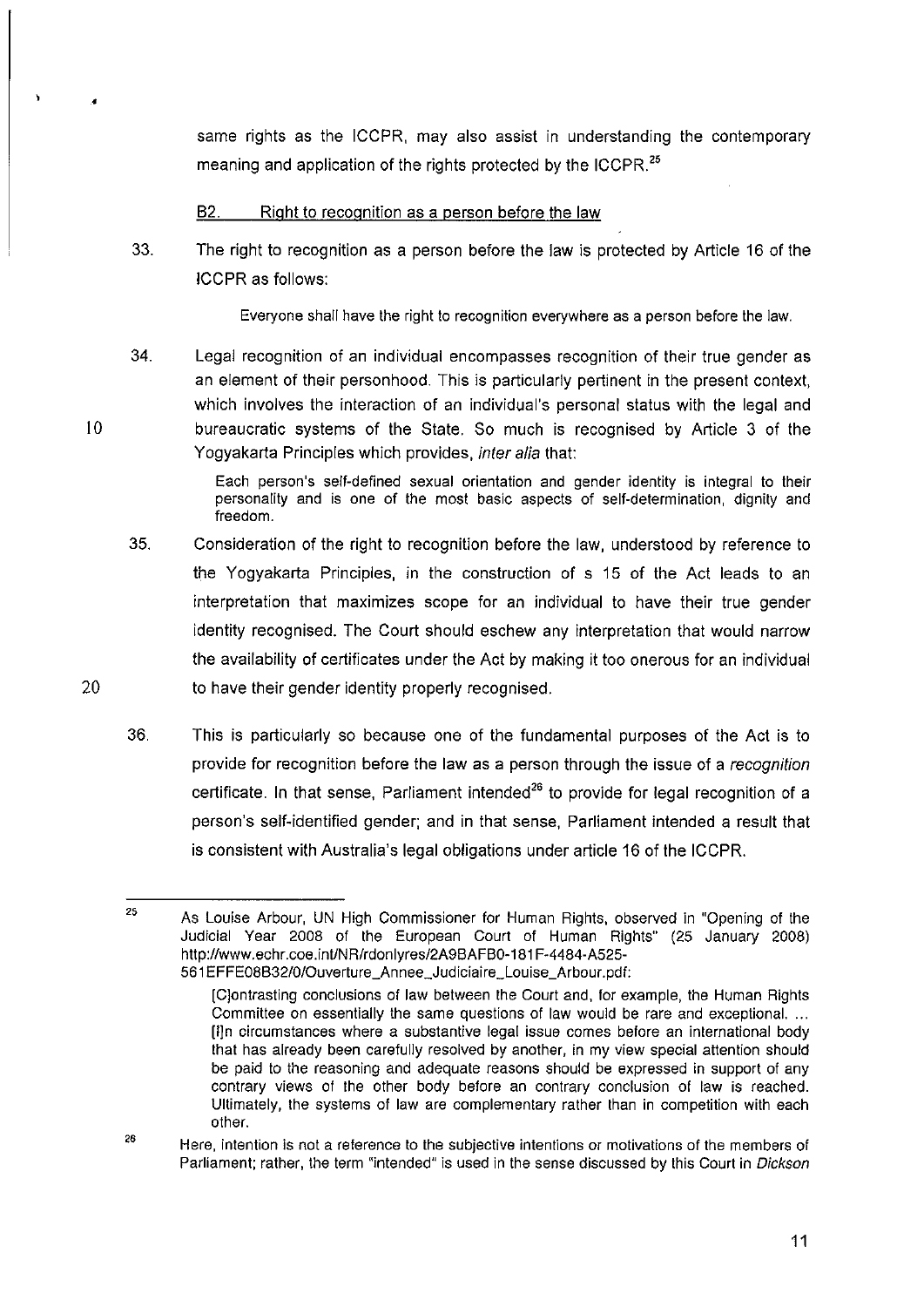same rights as the ICCPR, may also assist in understanding the contemporary meaning and application of the rights protected by the ICCPR.[25]

### B2. Right to recognition as a person before the law

33. The right to recognition as a person before the law is protected by Article 16 of the ICCPR as follows:

> Everyone shall have the right to recognition everywhere as a person before the law.

34. Legal recognition of an individual encompasses recognition of their true gender as an element of their personhood. This is particularly pertinent in the present context, which involves the interaction of an individual's personal status with the legal and bureaucratic systems of the State. So much is recognised by Article 3 of the Yogyakarta Principles which provides, *inter alia* that:

> Each person's self-defined sexual orientation and gender identity is integral to their personality and is one of the most basic aspects of self-determination, dignity and freedom.

35. Consideration of the right to recognition before the law, understood by reference to the Yogyakarta Principles, in the construction of s 15 of the Act leads to an interpretation that maximizes scope for an individual to have their true gender identity recognised. The Court should eschew any interpretation that would narrow the availability of certificates under the Act by making it too onerous for an individual to have their gender identity properly recognised.

36. This is particularly so because one of the fundamental purposes of the Act is to provide for recognition before the law as a person through the issue of a *recognition* certificate. In that sense, Parliament intended[26] to provide for legal recognition of a person's self-identified gender; and in that sense, Parliament intended a result that is consistent with Australia's legal obligations under article 16 of the ICCPR.

---

[25] As Louise Arbour, UN High Commissioner for Human Rights, observed in "Opening of the Judicial Year 2008 of the European Court of Human Rights" (25 January 2008) http://www.echr.coe.int/NR/rdonlyres/2A9BAFB0-181F-4484-A525-561EFFE08B32/0/Ouverture_Annee_Judiciaire_Louise_Arbour.pdf:

> [C]ontrasting conclusions of law between the Court and, for example, the Human Rights Committee on essentially the same questions of law would be rare and exceptional. ... [I]n circumstances where a substantive legal issue comes before an international body that has already been carefully resolved by another, in my view special attention should be paid to the reasoning and adequate reasons should be expressed in support of any contrary views of the other body before an contrary conclusion of law is reached. Ultimately, the systems of law are complementary rather than in competition with each other.

[26] Here, intention is not a reference to the subjective intentions or motivations of the members of Parliament; rather, the term "intended" is used in the sense discussed by this Court in *Dickson*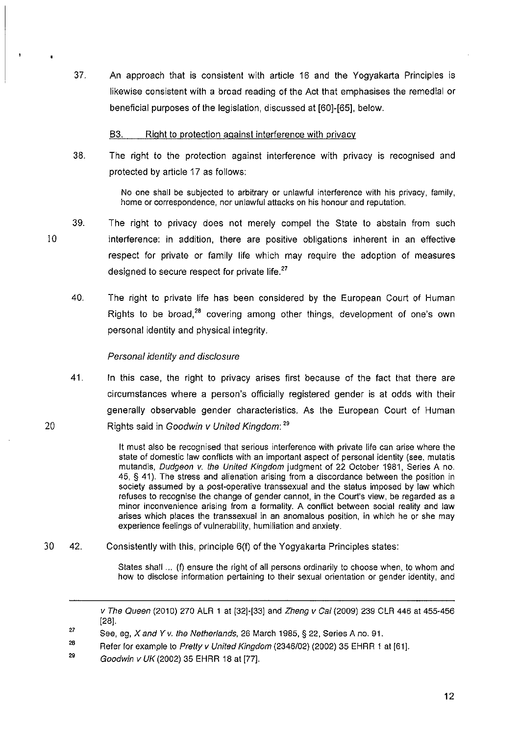37. An approach that is consistent with article 16 and the Yogyakarta Principles is likewise consistent with a broad reading of the Act that emphasises the remedial or beneficial purposes of the legislation, discussed at [60]-[65], below.

### B3. Right to protection against interference with privacy

38. The right to the protection against interference with privacy is recognised and protected by article 17 as follows:

> No one shall be subjected to arbitrary or unlawful interference with his privacy, family, home or correspondence, nor unlawful attacks on his honour and reputation.

39. The right to privacy does not merely compel the State to abstain from such interference: in addition, there are positive obligations inherent in an effective respect for private or family life which may require the adoption of measures designed to secure respect for private life.[27]

40. The right to private life has been considered by the European Court of Human Rights to be broad,[28] covering among other things, development of one's own personal identity and physical integrity.

*Personal identity and disclosure*

41. In this case, the right to privacy arises first because of the fact that there are circumstances where a person's officially registered gender is at odds with their generally observable gender characteristics. As the European Court of Human Rights said in *Goodwin v United Kingdom*:[29]

> It must also be recognised that serious interference with private life can arise where the state of domestic law conflicts with an important aspect of personal identity (see, mutatis mutandis, *Dudgeon v. the United Kingdom* judgment of 22 October 1981, Series A no. 45, § 41). The stress and alienation arising from a discordance between the position in society assumed by a post-operative transsexual and the status imposed by law which refuses to recognise the change of gender cannot, in the Court's view, be regarded as a minor inconvenience arising from a formality. A conflict between social reality and law arises which places the transsexual in an anomalous position, in which he or she may experience feelings of vulnerability, humiliation and anxiety.

42. Consistently with this, principle 6(f) of the Yogyakarta Principles states:

> States shall ... (f) ensure the right of all persons ordinarily to choose when, to whom and how to disclose information pertaining to their sexual orientation or gender identity, and

---

*v The Queen* (2010) 270 ALR 1 at [32]-[33] and *Zheng v Cai* (2009) 239 CLR 446 at 455-456 [28].

[27] See, eg, *X and Y v. the Netherlands*, 26 March 1985, § 22, Series A no. 91.

[28] Refer for example to *Pretty v United Kingdom* (2346/02) (2002) 35 EHRR 1 at [61].

[29] *Goodwin v UK* (2002) 35 EHRR 18 at [77].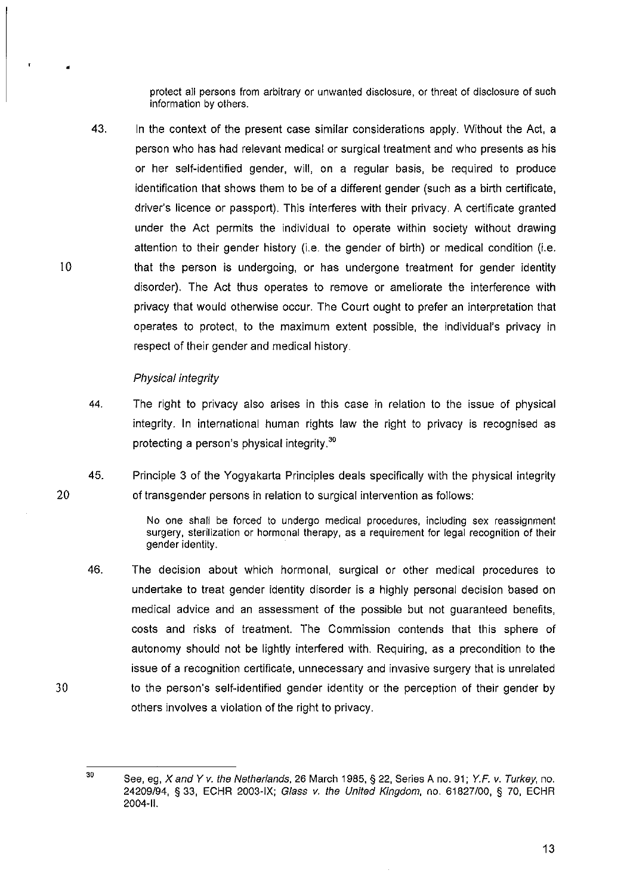protect all persons from arbitrary or unwanted disclosure, or threat of disclosure of such information by others.

43. In the context of the present case similar considerations apply. Without the Act, a person who has had relevant medical or surgical treatment and who presents as his or her self-identified gender, will, on a regular basis, be required to produce identification that shows them to be of a different gender (such as a birth certificate, driver's licence or passport). This interferes with their privacy. A certificate granted under the Act permits the individual to operate within society without drawing attention to their gender history (i.e. the gender of birth) or medical condition (i.e. that the person is undergoing, or has undergone treatment for gender identity disorder). The Act thus operates to remove or ameliorate the interference with privacy that would otherwise occur. The Court ought to prefer an interpretation that operates to protect, to the maximum extent possible, the individual's privacy in respect of their gender and medical history.

*Physical integrity*

44. The right to privacy also arises in this case in relation to the issue of physical integrity. In international human rights law the right to privacy is recognised as protecting a person's physical integrity.[30]

45. Principle 3 of the Yogyakarta Principles deals specifically with the physical integrity of transgender persons in relation to surgical intervention as follows:

> No one shall be forced to undergo medical procedures, including sex reassignment surgery, sterilization or hormonal therapy, as a requirement for legal recognition of their gender identity.

46. The decision about which hormonal, surgical or other medical procedures to undertake to treat gender identity disorder is a highly personal decision based on medical advice and an assessment of the possible but not guaranteed benefits, costs and risks of treatment. The Commission contends that this sphere of autonomy should not be lightly interfered with. Requiring, as a precondition to the issue of a recognition certificate, unnecessary and invasive surgery that is unrelated to the person's self-identified gender identity or the perception of their gender by others involves a violation of the right to privacy.

---

[30] See, eg, *X and Y v. the Netherlands*, 26 March 1985, § 22, Series A no. 91; *Y.F. v. Turkey*, no. 24209/94, § 33, ECHR 2003-IX; *Glass v. the United Kingdom*, no. 61827/00, § 70, ECHR 2004-II.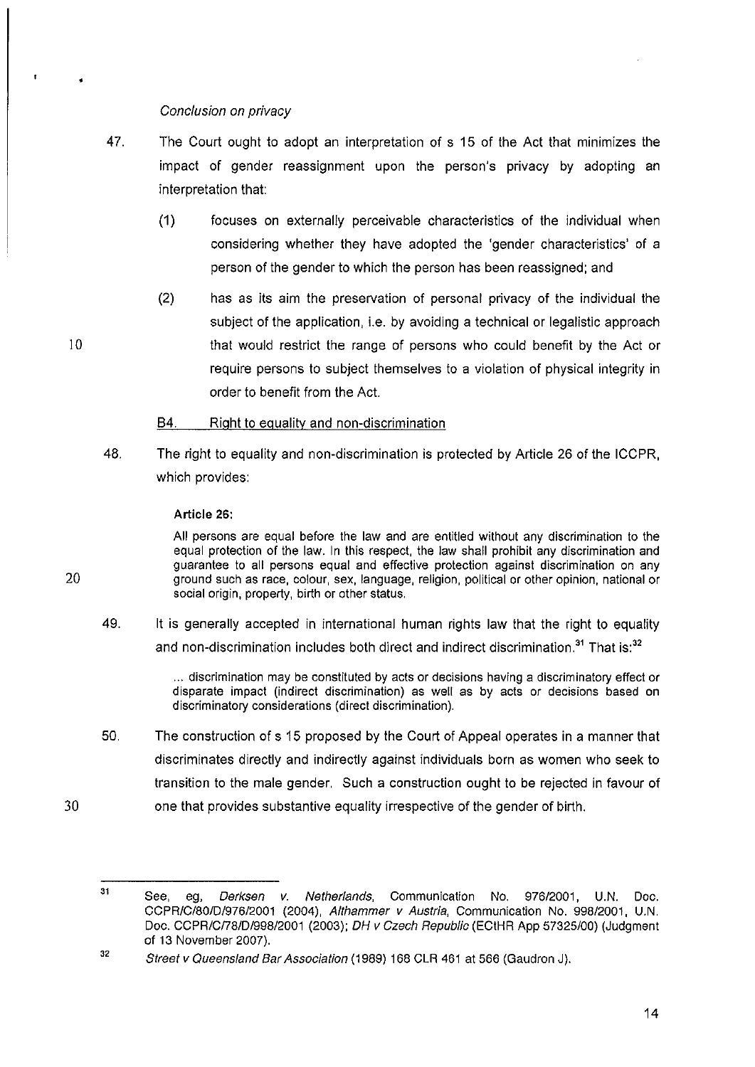*Conclusion on privacy*

47. The Court ought to adopt an interpretation of s 15 of the Act that minimizes the impact of gender reassignment upon the person's privacy by adopting an interpretation that:

    (1) focuses on externally perceivable characteristics of the individual when considering whether they have adopted the 'gender characteristics' of a person of the gender to which the person has been reassigned; and

    (2) has as its aim the preservation of personal privacy of the individual the subject of the application, i.e. by avoiding a technical or legalistic approach that would restrict the range of persons who could benefit by the Act or require persons to subject themselves to a violation of physical integrity in order to benefit from the Act.

B4. Right to equality and non-discrimination

48. The right to equality and non-discrimination is protected by Article 26 of the ICCPR, which provides:

> **Article 26:**
>
> All persons are equal before the law and are entitled without any discrimination to the equal protection of the law. In this respect, the law shall prohibit any discrimination and guarantee to all persons equal and effective protection against discrimination on any ground such as race, colour, sex, language, religion, political or other opinion, national or social origin, property, birth or other status.

49. It is generally accepted in international human rights law that the right to equality and non-discrimination includes both direct and indirect discrimination.[31] That is:[32]

> ... discrimination may be constituted by acts or decisions having a discriminatory effect or disparate impact (indirect discrimination) as well as by acts or decisions based on discriminatory considerations (direct discrimination).

50. The construction of s 15 proposed by the Court of Appeal operates in a manner that discriminates directly and indirectly against individuals born as women who seek to transition to the male gender. Such a construction ought to be rejected in favour of one that provides substantive equality irrespective of the gender of birth.

---

[31] See, eg, *Derksen v. Netherlands*, Communication No. 976/2001, U.N. Doc. CCPR/C/80/D/976/2001 (2004), *Althammer v Austria*, Communication No. 998/2001, U.N. Doc. CCPR/C/78/D/998/2001 (2003); *DH v Czech Republic* (ECtHR App 57325/00) (Judgment of 13 November 2007).

[32] *Street v Queensland Bar Association* (1989) 168 CLR 461 at 566 (Gaudron J).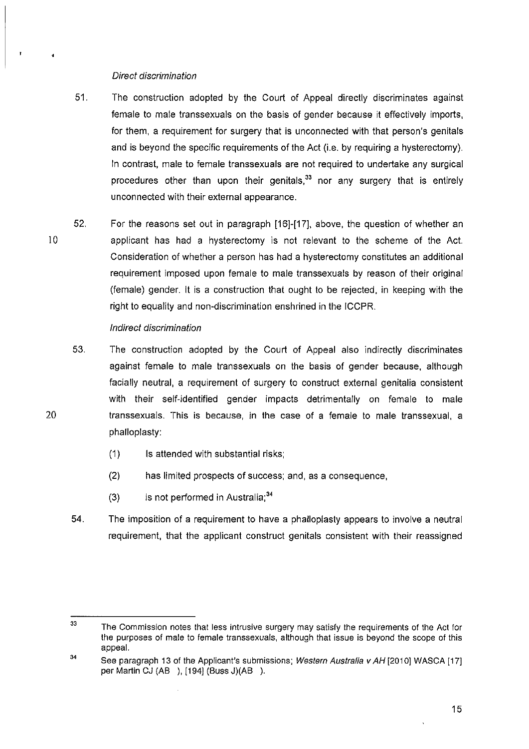*Direct discrimination*

51. The construction adopted by the Court of Appeal directly discriminates against female to male transsexuals on the basis of gender because it effectively imports, for them, a requirement for surgery that is unconnected with that person's genitals and is beyond the specific requirements of the Act (i.e. by requiring a hysterectomy). In contrast, male to female transsexuals are not required to undertake any surgical procedures other than upon their genitals,[33] nor any surgery that is entirely unconnected with their external appearance.

52. For the reasons set out in paragraph [16]-[17], above, the question of whether an applicant has had a hysterectomy is not relevant to the scheme of the Act. Consideration of whether a person has had a hysterectomy constitutes an additional requirement imposed upon female to male transsexuals by reason of their original (female) gender. It is a construction that ought to be rejected, in keeping with the right to equality and non-discrimination enshrined in the ICCPR.

*Indirect discrimination*

53. The construction adopted by the Court of Appeal also indirectly discriminates against female to male transsexuals on the basis of gender because, although facially neutral, a requirement of surgery to construct external genitalia consistent with their self-identified gender impacts detrimentally on female to male transsexuals. This is because, in the case of a female to male transsexual, a phalloplasty:

    (1) Is attended with substantial risks;

    (2) has limited prospects of success; and, as a consequence,

    (3) is not performed in Australia;[34]

54. The imposition of a requirement to have a phalloplasty appears to involve a neutral requirement, that the applicant construct genitals consistent with their reassigned

---

[33] The Commission notes that less intrusive surgery may satisfy the requirements of the Act for the purposes of male to female transsexuals, although that issue is beyond the scope of this appeal.

[34] See paragraph 13 of the Applicant's submissions; *Western Australia v AH* [2010] WASCA [17] per Martin CJ (AB ), [194] (Buss J)(AB ).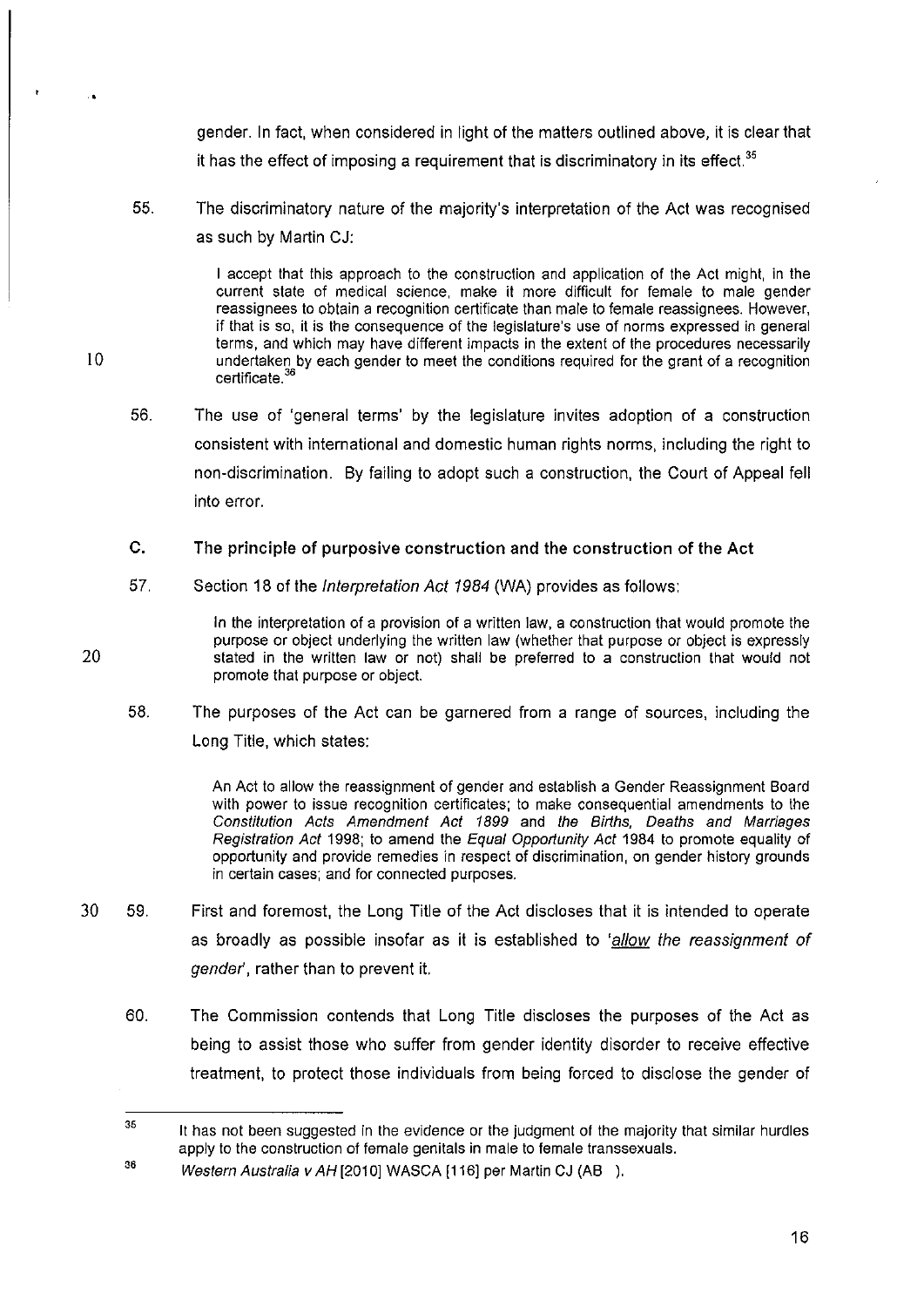gender. In fact, when considered in light of the matters outlined above, it is clear that it has the effect of imposing a requirement that is discriminatory in its effect.[35]

55. The discriminatory nature of the majority's interpretation of the Act was recognised as such by Martin CJ:

> I accept that this approach to the construction and application of the Act might, in the current state of medical science, make it more difficult for female to male gender reassignees to obtain a recognition certificate than male to female reassignees. However, if that is so, it is the consequence of the legislature's use of norms expressed in general terms, and which may have different impacts in the extent of the procedures necessarily undertaken by each gender to meet the conditions required for the grant of a recognition certificate.[36]

56. The use of 'general terms' by the legislature invites adoption of a construction consistent with international and domestic human rights norms, including the right to non-discrimination. By failing to adopt such a construction, the Court of Appeal fell into error.

## C. The principle of purposive construction and the construction of the Act

57. Section 18 of the *Interpretation Act 1984* (WA) provides as follows:

> In the interpretation of a provision of a written law, a construction that would promote the purpose or object underlying the written law (whether that purpose or object is expressly stated in the written law or not) shall be preferred to a construction that would not promote that purpose or object.

58. The purposes of the Act can be garnered from a range of sources, including the Long Title, which states:

> An Act to allow the reassignment of gender and establish a Gender Reassignment Board with power to issue recognition certificates; to make consequential amendments to the *Constitution Acts Amendment Act 1899* and *the Births, Deaths and Marriages Registration Act* 1998; to amend the *Equal Opportunity Act* 1984 to promote equality of opportunity and provide remedies in respect of discrimination, on gender history grounds in certain cases; and for connected purposes.

59. First and foremost, the Long Title of the Act discloses that it is intended to operate as broadly as possible insofar as it is established to '*allow the reassignment of gender*', rather than to prevent it.

60. The Commission contends that Long Title discloses the purposes of the Act as being to assist those who suffer from gender identity disorder to receive effective treatment, to protect those individuals from being forced to disclose the gender of

---

[35] It has not been suggested in the evidence or the judgment of the majority that similar hurdles apply to the construction of female genitals in male to female transsexuals.

[36] *Western Australia v AH* [2010] WASCA [116] per Martin CJ (AB ).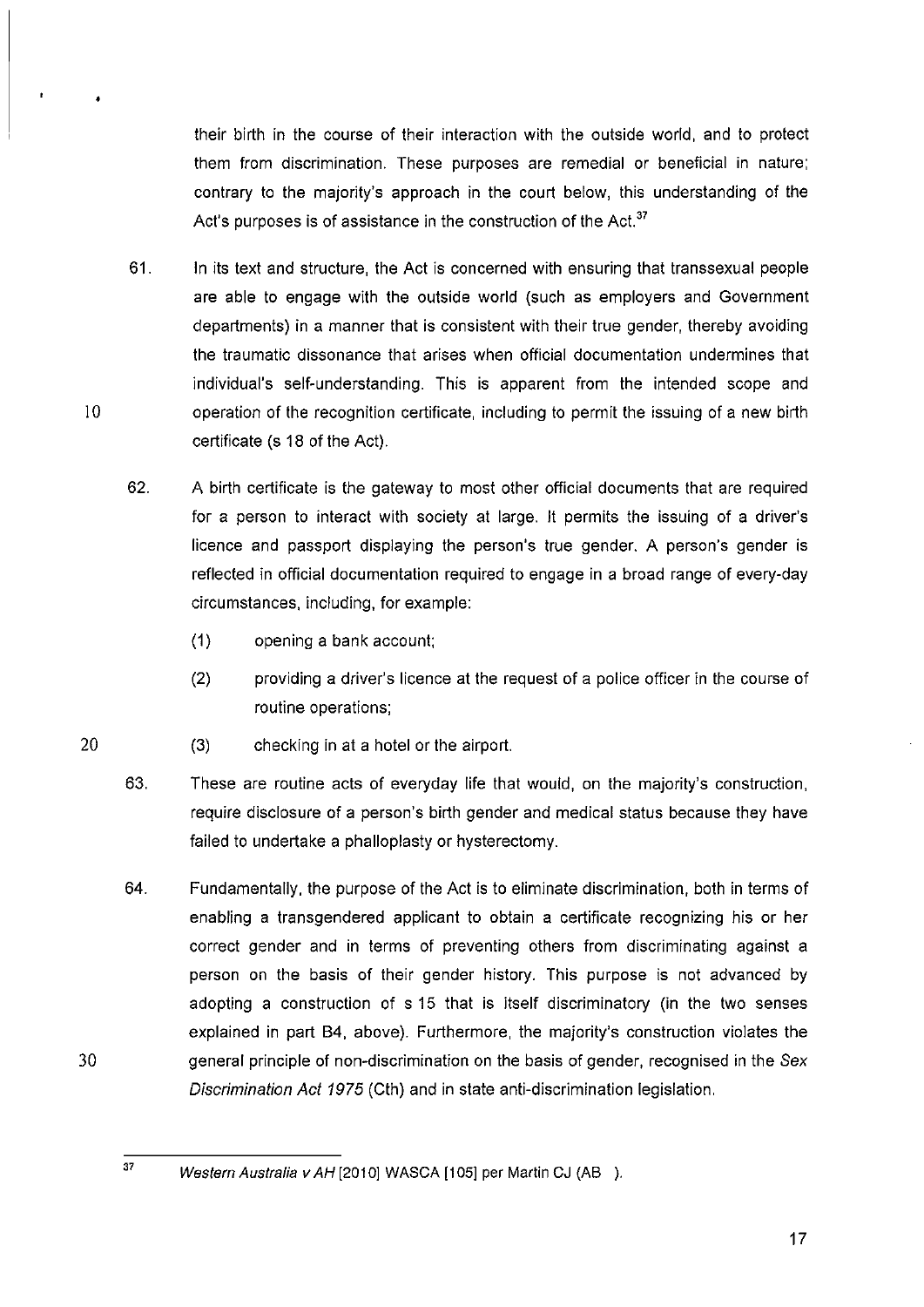their birth in the course of their interaction with the outside world, and to protect them from discrimination. These purposes are remedial or beneficial in nature; contrary to the majority's approach in the court below, this understanding of the Act's purposes is of assistance in the construction of the Act.[37]

61. In its text and structure, the Act is concerned with ensuring that transsexual people are able to engage with the outside world (such as employers and Government departments) in a manner that is consistent with their true gender, thereby avoiding the traumatic dissonance that arises when official documentation undermines that individual's self-understanding. This is apparent from the intended scope and operation of the recognition certificate, including to permit the issuing of a new birth certificate (s 18 of the Act).

62. A birth certificate is the gateway to most other official documents that are required for a person to interact with society at large. It permits the issuing of a driver's licence and passport displaying the person's true gender. A person's gender is reflected in official documentation required to engage in a broad range of every-day circumstances, including, for example:

    (1) opening a bank account;

    (2) providing a driver's licence at the request of a police officer in the course of routine operations;

    (3) checking in at a hotel or the airport.

63. These are routine acts of everyday life that would, on the majority's construction, require disclosure of a person's birth gender and medical status because they have failed to undertake a phalloplasty or hysterectomy.

64. Fundamentally, the purpose of the Act is to eliminate discrimination, both in terms of enabling a transgendered applicant to obtain a certificate recognizing his or her correct gender and in terms of preventing others from discriminating against a person on the basis of their gender history. This purpose is not advanced by adopting a construction of s 15 that is itself discriminatory (in the two senses explained in part B4, above). Furthermore, the majority's construction violates the general principle of non-discrimination on the basis of gender, recognised in the *Sex Discrimination Act 1975* (Cth) and in state anti-discrimination legislation.

---

[37] *Western Australia v AH* [2010] WASCA [105] per Martin CJ (AB ).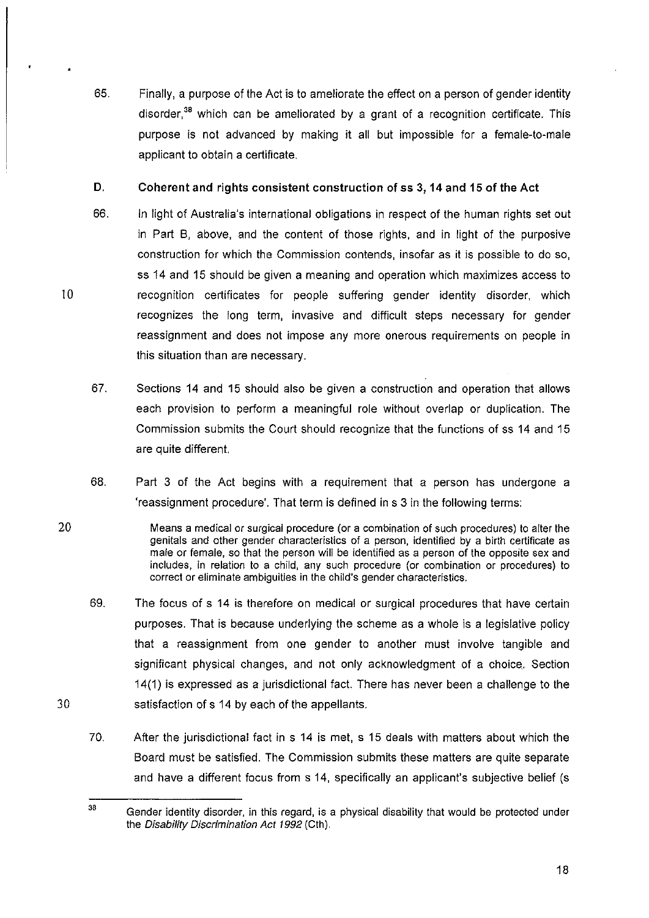65. Finally, a purpose of the Act is to ameliorate the effect on a person of gender identity disorder,[38] which can be ameliorated by a grant of a recognition certificate. This purpose is not advanced by making it all but impossible for a female-to-male applicant to obtain a certificate.

## D. Coherent and rights consistent construction of ss 3, 14 and 15 of the Act

66. In light of Australia's international obligations in respect of the human rights set out in Part B, above, and the content of those rights, and in light of the purposive construction for which the Commission contends, insofar as it is possible to do so, ss 14 and 15 should be given a meaning and operation which maximizes access to recognition certificates for people suffering gender identity disorder, which recognizes the long term, invasive and difficult steps necessary for gender reassignment and does not impose any more onerous requirements on people in this situation than are necessary.

67. Sections 14 and 15 should also be given a construction and operation that allows each provision to perform a meaningful role without overlap or duplication. The Commission submits the Court should recognize that the functions of ss 14 and 15 are quite different.

68. Part 3 of the Act begins with a requirement that a person has undergone a 'reassignment procedure'. That term is defined in s 3 in the following terms:

> Means a medical or surgical procedure (or a combination of such procedures) to alter the genitals and other gender characteristics of a person, identified by a birth certificate as male or female, so that the person will be identified as a person of the opposite sex and includes, in relation to a child, any such procedure (or combination or procedures) to correct or eliminate ambiguities in the child's gender characteristics.

69. The focus of s 14 is therefore on medical or surgical procedures that have certain purposes. That is because underlying the scheme as a whole is a legislative policy that a reassignment from one gender to another must involve tangible and significant physical changes, and not only acknowledgment of a choice. Section 14(1) is expressed as a jurisdictional fact. There has never been a challenge to the satisfaction of s 14 by each of the appellants.

70. After the jurisdictional fact in s 14 is met, s 15 deals with matters about which the Board must be satisfied. The Commission submits these matters are quite separate and have a different focus from s 14, specifically an applicant's subjective belief (s

---

[38] Gender identity disorder, in this regard, is a physical disability that would be protected under the *Disability Discrimination Act 1992* (Cth).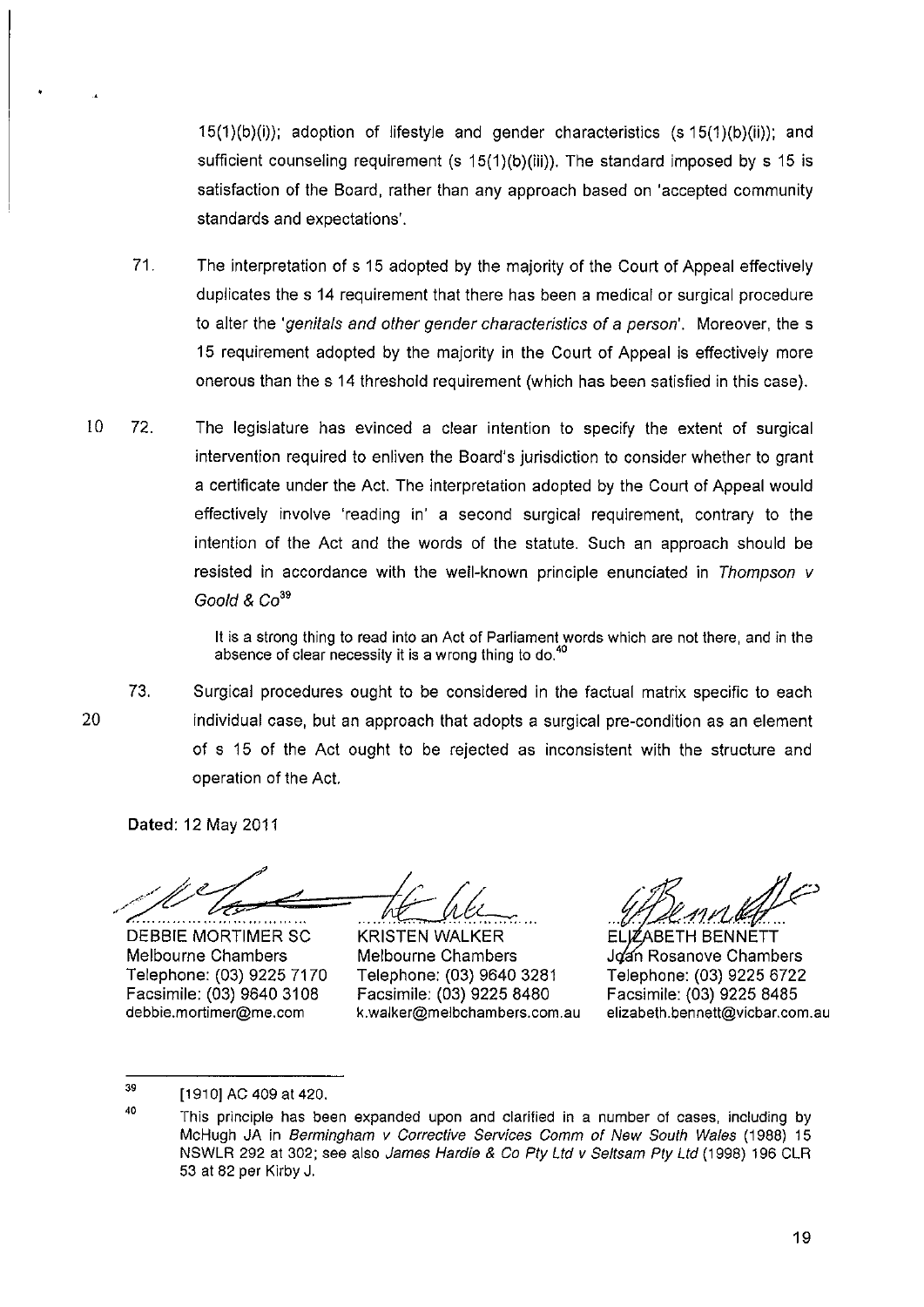15(1)(b)(i)); adoption of lifestyle and gender characteristics (s 15(1)(b)(ii)); and sufficient counseling requirement (s 15(1)(b)(iii)). The standard imposed by s 15 is satisfaction of the Board, rather than any approach based on 'accepted community standards and expectations'.

71. The interpretation of s 15 adopted by the majority of the Court of Appeal effectively duplicates the s 14 requirement that there has been a medical or surgical procedure to alter the '*genitals and other gender characteristics of a person*'. Moreover, the s 15 requirement adopted by the majority in the Court of Appeal is effectively more onerous than the s 14 threshold requirement (which has been satisfied in this case).

72. The legislature has evinced a clear intention to specify the extent of surgical intervention required to enliven the Board's jurisdiction to consider whether to grant a certificate under the Act. The interpretation adopted by the Court of Appeal would effectively involve 'reading in' a second surgical requirement, contrary to the intention of the Act and the words of the statute. Such an approach should be resisted in accordance with the well-known principle enunciated in *Thompson v Goold & Co*[39]

> It is a strong thing to read into an Act of Parliament words which are not there, and in the absence of clear necessity it is a wrong thing to do.[40]

73. Surgical procedures ought to be considered in the factual matrix specific to each individual case, but an approach that adopts a surgical pre-condition as an element of s 15 of the Act ought to be rejected as inconsistent with the structure and operation of the Act.

**Dated**: 12 May 2011

| DEBBIE MORTIMER SC | KRISTEN WALKER | ELIZABETH BENNETT |
| --- | --- | --- |
| Melbourne Chambers | Melbourne Chambers | Joan Rosanove Chambers |
| Telephone: (03) 9225 7170 | Telephone: (03) 9640 3281 | Telephone: (03) 9225 6722 |
| Facsimile: (03) 9640 3108 | Facsimile: (03) 9225 8480 | Facsimile: (03) 9225 8485 |
| debbie.mortimer@me.com | k.walker@melbchambers.com.au | elizabeth.bennett@vicbar.com.au |

---

[39] [1910] AC 409 at 420.

[40] This principle has been expanded upon and clarified in a number of cases, including by McHugh JA in *Bermingham v Corrective Services Comm of New South Wales* (1988) 15 NSWLR 292 at 302; see also *James Hardie & Co Pty Ltd v Seltsam Pty Ltd* (1998) 196 CLR 53 at 82 per Kirby J.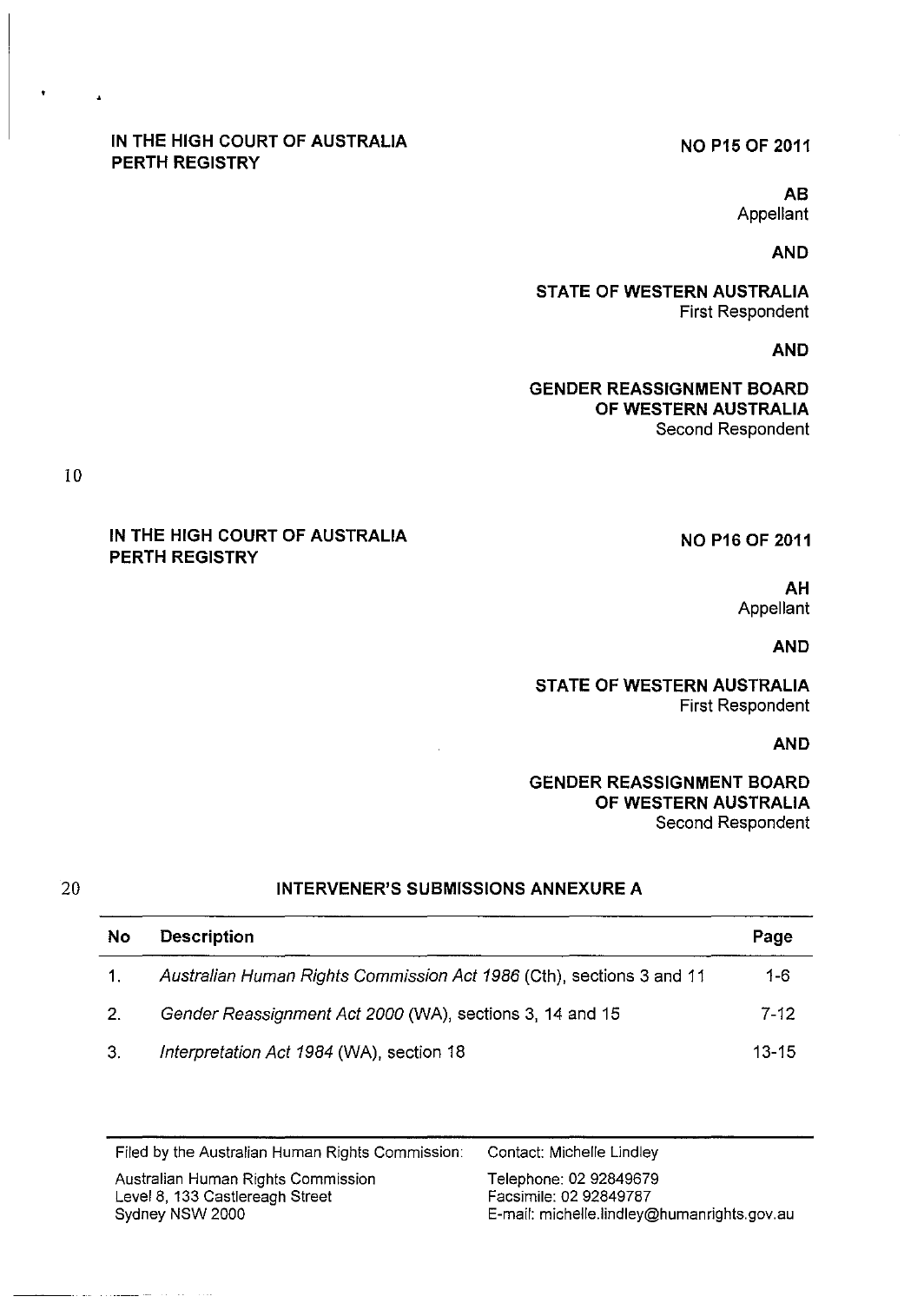IN THE HIGH COURT OF AUSTRALIA
PERTH REGISTRY

NO P15 OF 2011

**AB**
Appellant

**AND**

**STATE OF WESTERN AUSTRALIA**
First Respondent

**AND**

**GENDER REASSIGNMENT BOARD OF WESTERN AUSTRALIA**
Second Respondent

IN THE HIGH COURT OF AUSTRALIA
PERTH REGISTRY

NO P16 OF 2011

**AH**
Appellant

**AND**

**STATE OF WESTERN AUSTRALIA**
First Respondent

**AND**

**GENDER REASSIGNMENT BOARD OF WESTERN AUSTRALIA**
Second Respondent

## INTERVENER'S SUBMISSIONS ANNEXURE A

| No | Description | Page |
|---|---|---|
| 1. | *Australian Human Rights Commission Act 1986* (Cth), sections 3 and 11 | 1-6 |
| 2. | *Gender Reassignment Act 2000* (WA), sections 3, 14 and 15 | 7-12 |
| 3. | *Interpretation Act 1984* (WA), section 18 | 13-15 |

Filed by the Australian Human Rights Commission:
Australian Human Rights Commission
Level 8, 133 Castlereagh Street
Sydney NSW 2000

Contact: Michelle Lindley
Telephone: 02 92849679
Facsimile: 02 92849787
E-mail: michelle.lindley@humanrights.gov.au